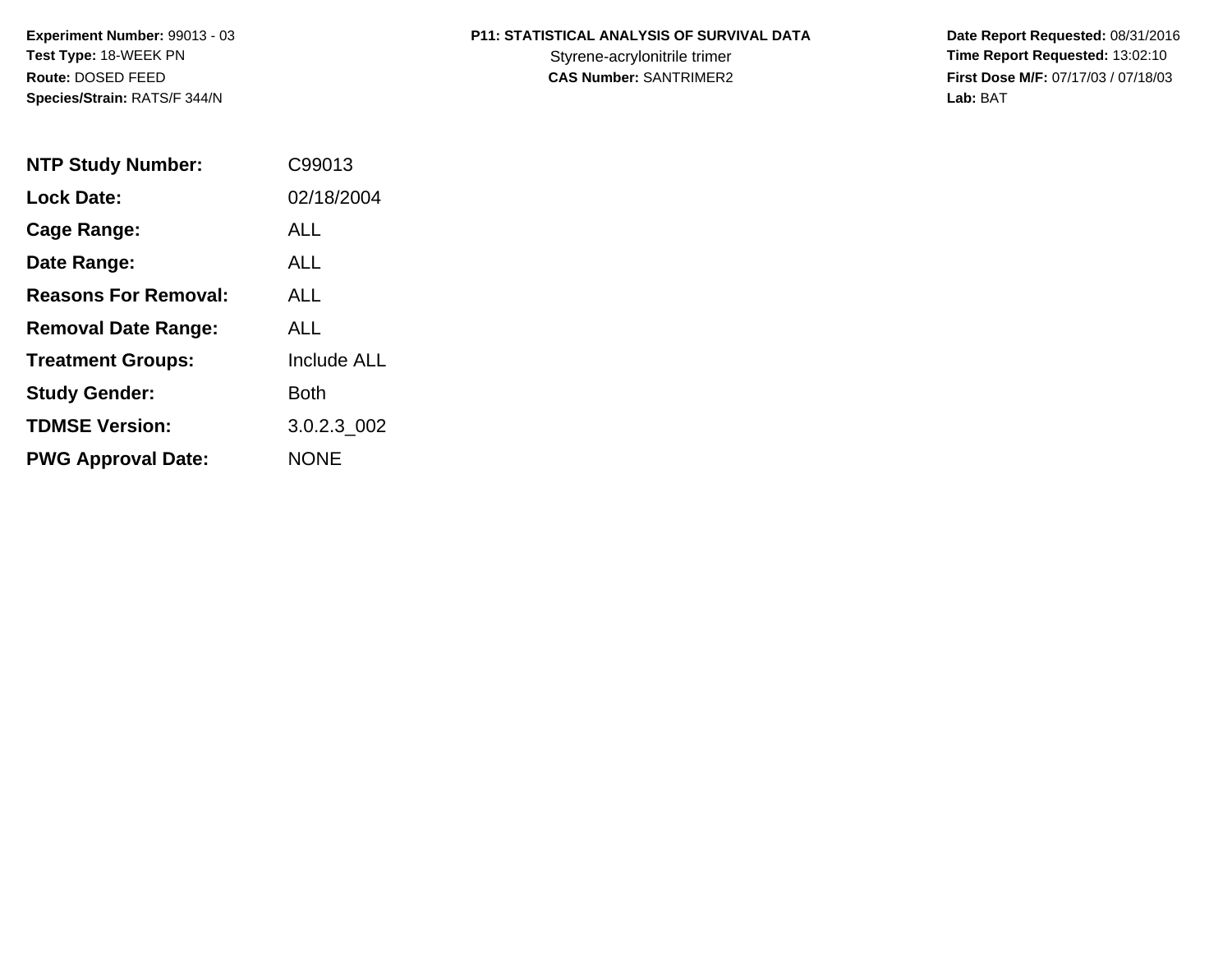**Experiment Number:** 99013 - 03
**Test Type:** 18-WEEK PN
**Route:** DOSED FEED
**Species/Strain:** RATS/F 344/N

**P11: STATISTICAL ANALYSIS OF SURVIVAL DATA**
Styrene-acrylonitrile trimer
**CAS Number:** SANTRIMER2

**Date Report Requested:** 08/31/2016
**Time Report Requested:** 13:02:10
**First Dose M/F:** 07/17/03 / 07/18/03
**Lab:** BAT

| | |
|---|---|
| **NTP Study Number:** | C99013 |
| **Lock Date:** | 02/18/2004 |
| **Cage Range:** | ALL |
| **Date Range:** | ALL |
| **Reasons For Removal:** | ALL |
| **Removal Date Range:** | ALL |
| **Treatment Groups:** | Include ALL |
| **Study Gender:** | Both |
| **TDMSE Version:** | 3.0.2.3_002 |
| **PWG Approval Date:** | NONE |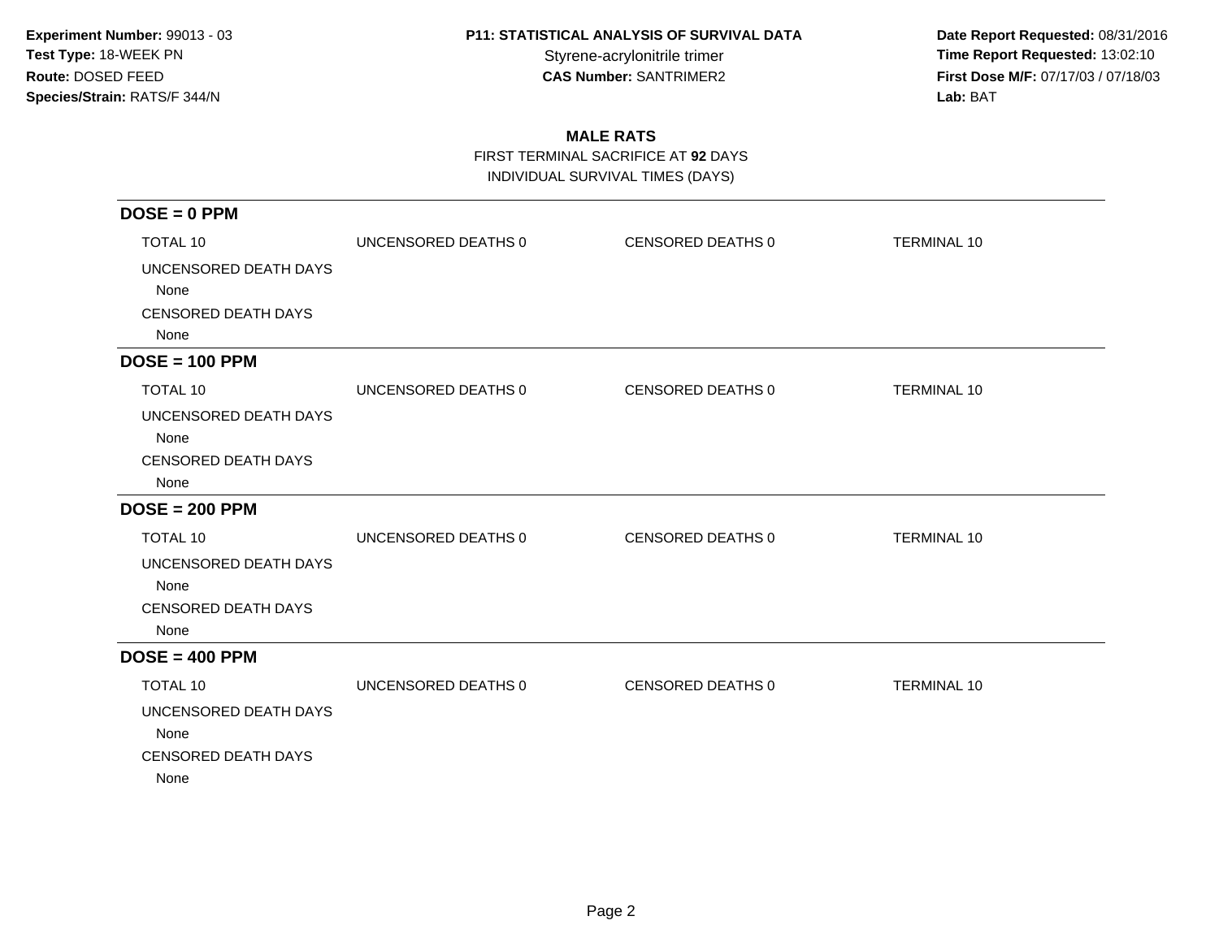**Experiment Number:** 99013 - 03
**Test Type:** 18-WEEK PN
**Route:** DOSED FEED
**Species/Strain:** RATS/F 344/N

**P11: STATISTICAL ANALYSIS OF SURVIVAL DATA**
Styrene-acrylonitrile trimer
**CAS Number:** SANTRIMER2

**Date Report Requested:** 08/31/2016
**Time Report Requested:** 13:02:10
**First Dose M/F:** 07/17/03 / 07/18/03
**Lab:** BAT

## MALE RATS

FIRST TERMINAL SACRIFICE AT **92** DAYS
INDIVIDUAL SURVIVAL TIMES (DAYS)

### DOSE = 0 PPM

| TOTAL 10 | UNCENSORED DEATHS 0 | CENSORED DEATHS 0 | TERMINAL 10 |
|---|---|---|---|

UNCENSORED DEATH DAYS
None
CENSORED DEATH DAYS
None

### DOSE = 100 PPM

| TOTAL 10 | UNCENSORED DEATHS 0 | CENSORED DEATHS 0 | TERMINAL 10 |
|---|---|---|---|

UNCENSORED DEATH DAYS
None
CENSORED DEATH DAYS
None

### DOSE = 200 PPM

| TOTAL 10 | UNCENSORED DEATHS 0 | CENSORED DEATHS 0 | TERMINAL 10 |
|---|---|---|---|

UNCENSORED DEATH DAYS
None
CENSORED DEATH DAYS
None

### DOSE = 400 PPM

| TOTAL 10 | UNCENSORED DEATHS 0 | CENSORED DEATHS 0 | TERMINAL 10 |
|---|---|---|---|

UNCENSORED DEATH DAYS
None
CENSORED DEATH DAYS
None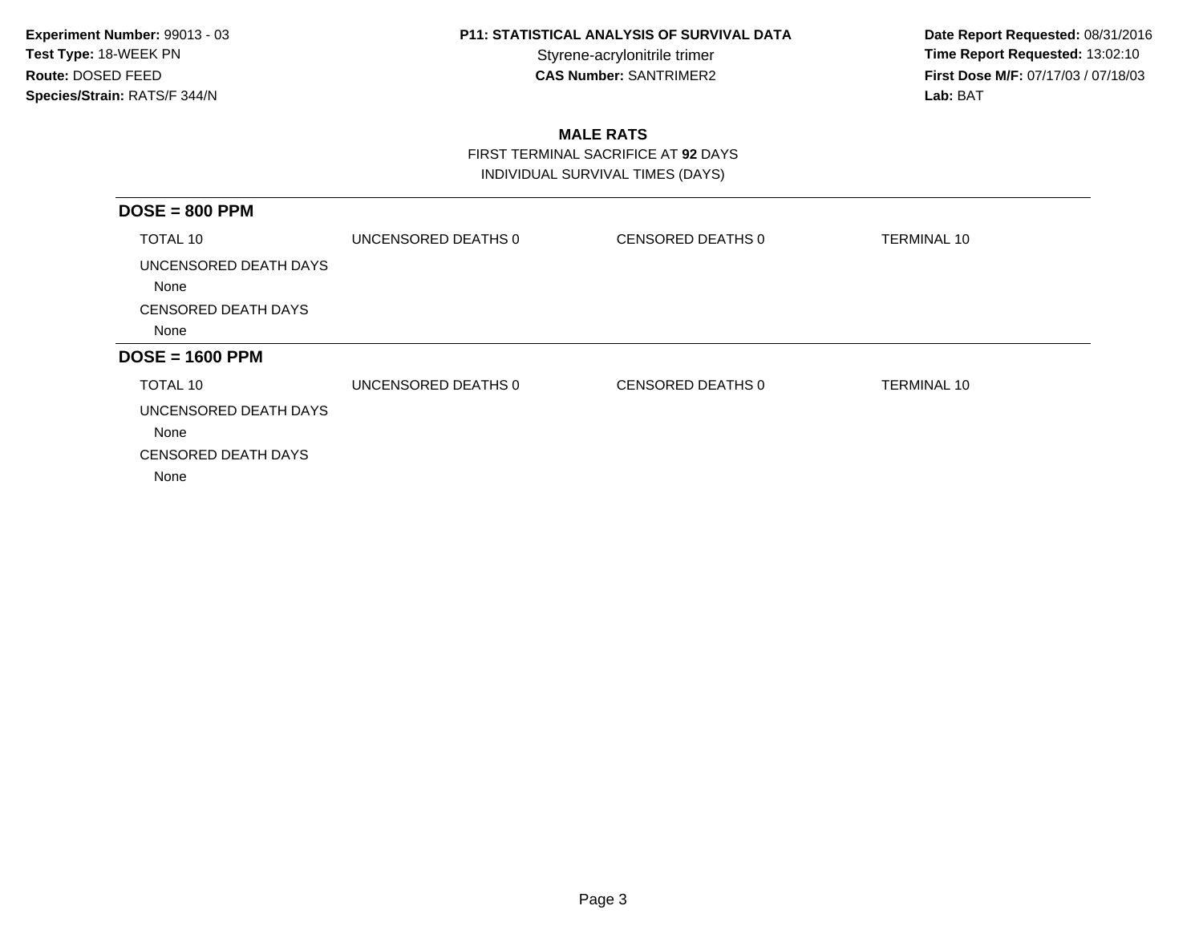**Experiment Number:** 99013 - 03
**Test Type:** 18-WEEK PN
**Route:** DOSED FEED
**Species/Strain:** RATS/F 344/N

**P11: STATISTICAL ANALYSIS OF SURVIVAL DATA**
Styrene-acrylonitrile trimer
**CAS Number:** SANTRIMER2

**Date Report Requested:** 08/31/2016
**Time Report Requested:** 13:02:10
**First Dose M/F:** 07/17/03 / 07/18/03
**Lab:** BAT

## MALE RATS

FIRST TERMINAL SACRIFICE AT **92** DAYS
INDIVIDUAL SURVIVAL TIMES (DAYS)

### DOSE = 800 PPM

| TOTAL 10 | UNCENSORED DEATHS 0 | CENSORED DEATHS 0 | TERMINAL 10 |
|---|---|---|---|

UNCENSORED DEATH DAYS
None

CENSORED DEATH DAYS
None

### DOSE = 1600 PPM

| TOTAL 10 | UNCENSORED DEATHS 0 | CENSORED DEATHS 0 | TERMINAL 10 |
|---|---|---|---|

UNCENSORED DEATH DAYS
None

CENSORED DEATH DAYS
None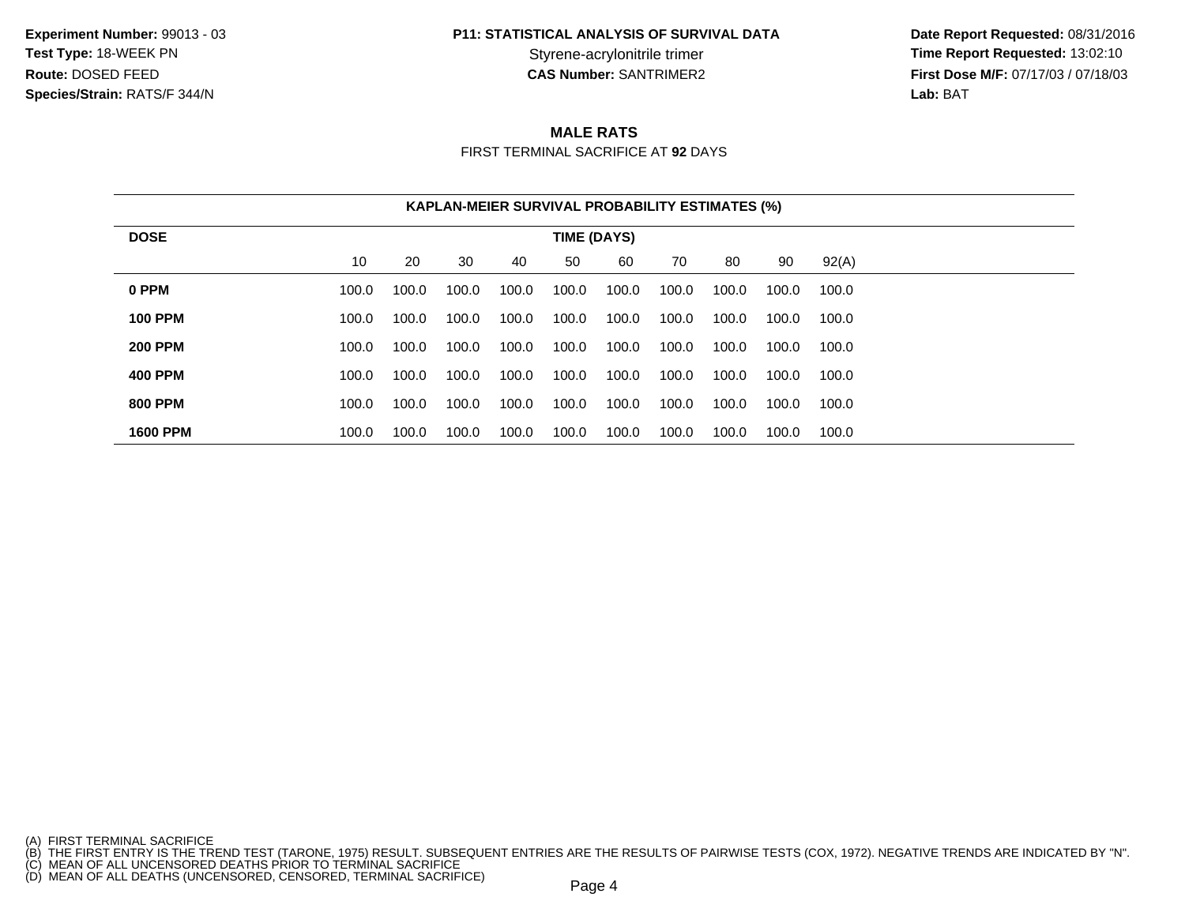**Experiment Number:** 99013 - 03
**Test Type:** 18-WEEK PN
**Route:** DOSED FEED
**Species/Strain:** RATS/F 344/N

**P11: STATISTICAL ANALYSIS OF SURVIVAL DATA**
Styrene-acrylonitrile trimer
**CAS Number:** SANTRIMER2

**Date Report Requested:** 08/31/2016
**Time Report Requested:** 13:02:10
**First Dose M/F:** 07/17/03 / 07/18/03
**Lab:** BAT

## MALE RATS

FIRST TERMINAL SACRIFICE AT **92** DAYS

**KAPLAN-MEIER SURVIVAL PROBABILITY ESTIMATES (%)**

| DOSE | TIME (DAYS) | | | | | | | | | |
|---|---|---|---|---|---|---|---|---|---|---|
| | 10 | 20 | 30 | 40 | 50 | 60 | 70 | 80 | 90 | 92(A) |
| **0 PPM** | 100.0 | 100.0 | 100.0 | 100.0 | 100.0 | 100.0 | 100.0 | 100.0 | 100.0 | 100.0 |
| **100 PPM** | 100.0 | 100.0 | 100.0 | 100.0 | 100.0 | 100.0 | 100.0 | 100.0 | 100.0 | 100.0 |
| **200 PPM** | 100.0 | 100.0 | 100.0 | 100.0 | 100.0 | 100.0 | 100.0 | 100.0 | 100.0 | 100.0 |
| **400 PPM** | 100.0 | 100.0 | 100.0 | 100.0 | 100.0 | 100.0 | 100.0 | 100.0 | 100.0 | 100.0 |
| **800 PPM** | 100.0 | 100.0 | 100.0 | 100.0 | 100.0 | 100.0 | 100.0 | 100.0 | 100.0 | 100.0 |
| **1600 PPM** | 100.0 | 100.0 | 100.0 | 100.0 | 100.0 | 100.0 | 100.0 | 100.0 | 100.0 | 100.0 |

(A) FIRST TERMINAL SACRIFICE
(B) THE FIRST ENTRY IS THE TREND TEST (TARONE, 1975) RESULT. SUBSEQUENT ENTRIES ARE THE RESULTS OF PAIRWISE TESTS (COX, 1972). NEGATIVE TRENDS ARE INDICATED BY "N".
(C) MEAN OF ALL UNCENSORED DEATHS PRIOR TO TERMINAL SACRIFICE
(D) MEAN OF ALL DEATHS (UNCENSORED, CENSORED, TERMINAL SACRIFICE)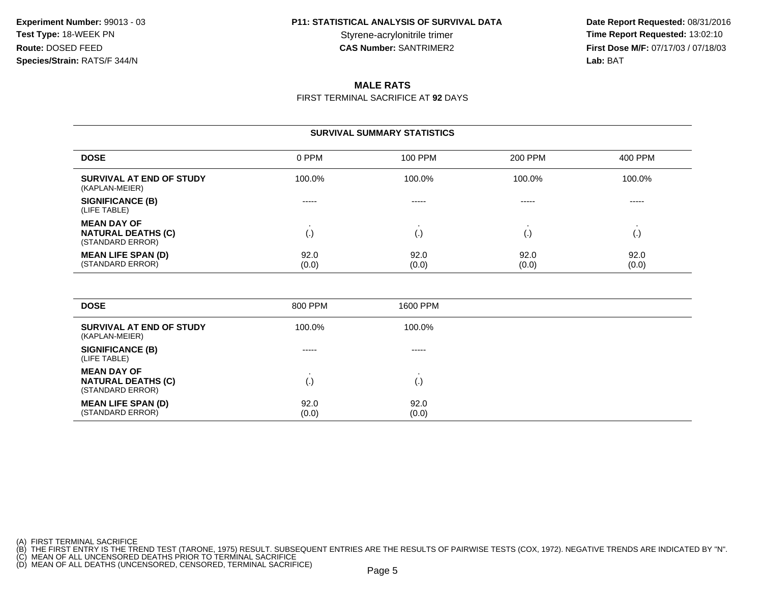**Experiment Number:** 99013 - 03
**Test Type:** 18-WEEK PN
**Route:** DOSED FEED
**Species/Strain:** RATS/F 344/N

**P11: STATISTICAL ANALYSIS OF SURVIVAL DATA**
Styrene-acrylonitrile trimer
**CAS Number:** SANTRIMER2

**Date Report Requested:** 08/31/2016
**Time Report Requested:** 13:02:10
**First Dose M/F:** 07/17/03 / 07/18/03
**Lab:** BAT

## MALE RATS

FIRST TERMINAL SACRIFICE AT **92** DAYS

### SURVIVAL SUMMARY STATISTICS

| DOSE | 0 PPM | 100 PPM | 200 PPM | 400 PPM |
|---|---|---|---|---|
| **SURVIVAL AT END OF STUDY** (KAPLAN-MEIER) | 100.0% | 100.0% | 100.0% | 100.0% |
| **SIGNIFICANCE (B)** (LIFE TABLE) | ----- | ----- | ----- | ----- |
| **MEAN DAY OF NATURAL DEATHS (C)** (STANDARD ERROR) | . (.) | . (.) | . (.) | . (.) |
| **MEAN LIFE SPAN (D)** (STANDARD ERROR) | 92.0 (0.0) | 92.0 (0.0) | 92.0 (0.0) | 92.0 (0.0) |

| DOSE | 800 PPM | 1600 PPM |
|---|---|---|
| **SURVIVAL AT END OF STUDY** (KAPLAN-MEIER) | 100.0% | 100.0% |
| **SIGNIFICANCE (B)** (LIFE TABLE) | ----- | ----- |
| **MEAN DAY OF NATURAL DEATHS (C)** (STANDARD ERROR) | . (.) | . (.) |
| **MEAN LIFE SPAN (D)** (STANDARD ERROR) | 92.0 (0.0) | 92.0 (0.0) |

(A) FIRST TERMINAL SACRIFICE
(B) THE FIRST ENTRY IS THE TREND TEST (TARONE, 1975) RESULT. SUBSEQUENT ENTRIES ARE THE RESULTS OF PAIRWISE TESTS (COX, 1972). NEGATIVE TRENDS ARE INDICATED BY "N".
(C) MEAN OF ALL UNCENSORED DEATHS PRIOR TO TERMINAL SACRIFICE
(D) MEAN OF ALL DEATHS (UNCENSORED, CENSORED, TERMINAL SACRIFICE)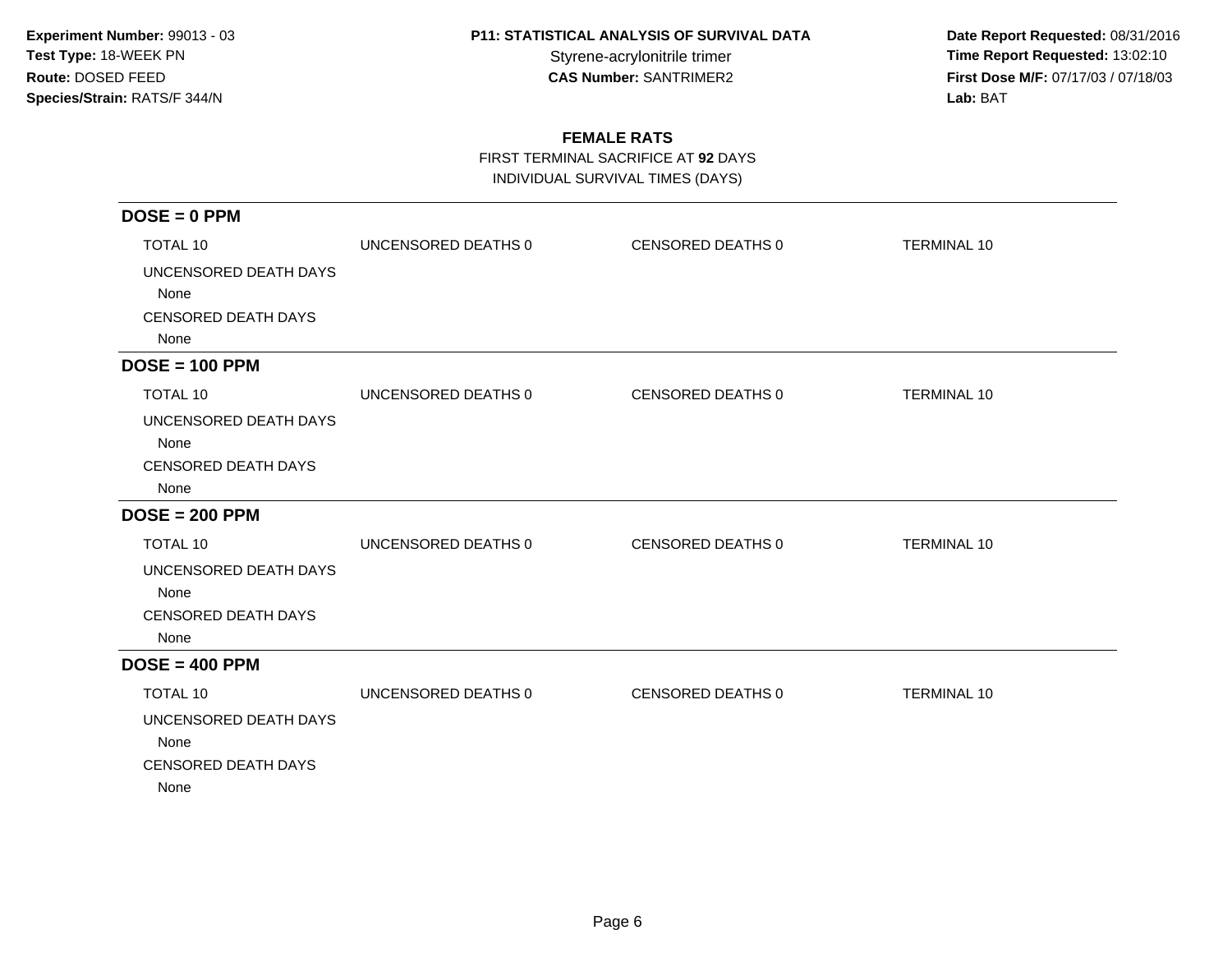**Experiment Number:** 99013 - 03
**Test Type:** 18-WEEK PN
**Route:** DOSED FEED
**Species/Strain:** RATS/F 344/N

**P11: STATISTICAL ANALYSIS OF SURVIVAL DATA**
Styrene-acrylonitrile trimer
**CAS Number:** SANTRIMER2

**Date Report Requested:** 08/31/2016
**Time Report Requested:** 13:02:10
**First Dose M/F:** 07/17/03 / 07/18/03
**Lab:** BAT

## FEMALE RATS

FIRST TERMINAL SACRIFICE AT **92** DAYS
INDIVIDUAL SURVIVAL TIMES (DAYS)

### DOSE = 0 PPM

| TOTAL 10 | UNCENSORED DEATHS 0 | CENSORED DEATHS 0 | TERMINAL 10 |
|---|---|---|---|

UNCENSORED DEATH DAYS
None
CENSORED DEATH DAYS
None

### DOSE = 100 PPM

| TOTAL 10 | UNCENSORED DEATHS 0 | CENSORED DEATHS 0 | TERMINAL 10 |
|---|---|---|---|

UNCENSORED DEATH DAYS
None
CENSORED DEATH DAYS
None

### DOSE = 200 PPM

| TOTAL 10 | UNCENSORED DEATHS 0 | CENSORED DEATHS 0 | TERMINAL 10 |
|---|---|---|---|

UNCENSORED DEATH DAYS
None
CENSORED DEATH DAYS
None

### DOSE = 400 PPM

| TOTAL 10 | UNCENSORED DEATHS 0 | CENSORED DEATHS 0 | TERMINAL 10 |
|---|---|---|---|

UNCENSORED DEATH DAYS
None
CENSORED DEATH DAYS
None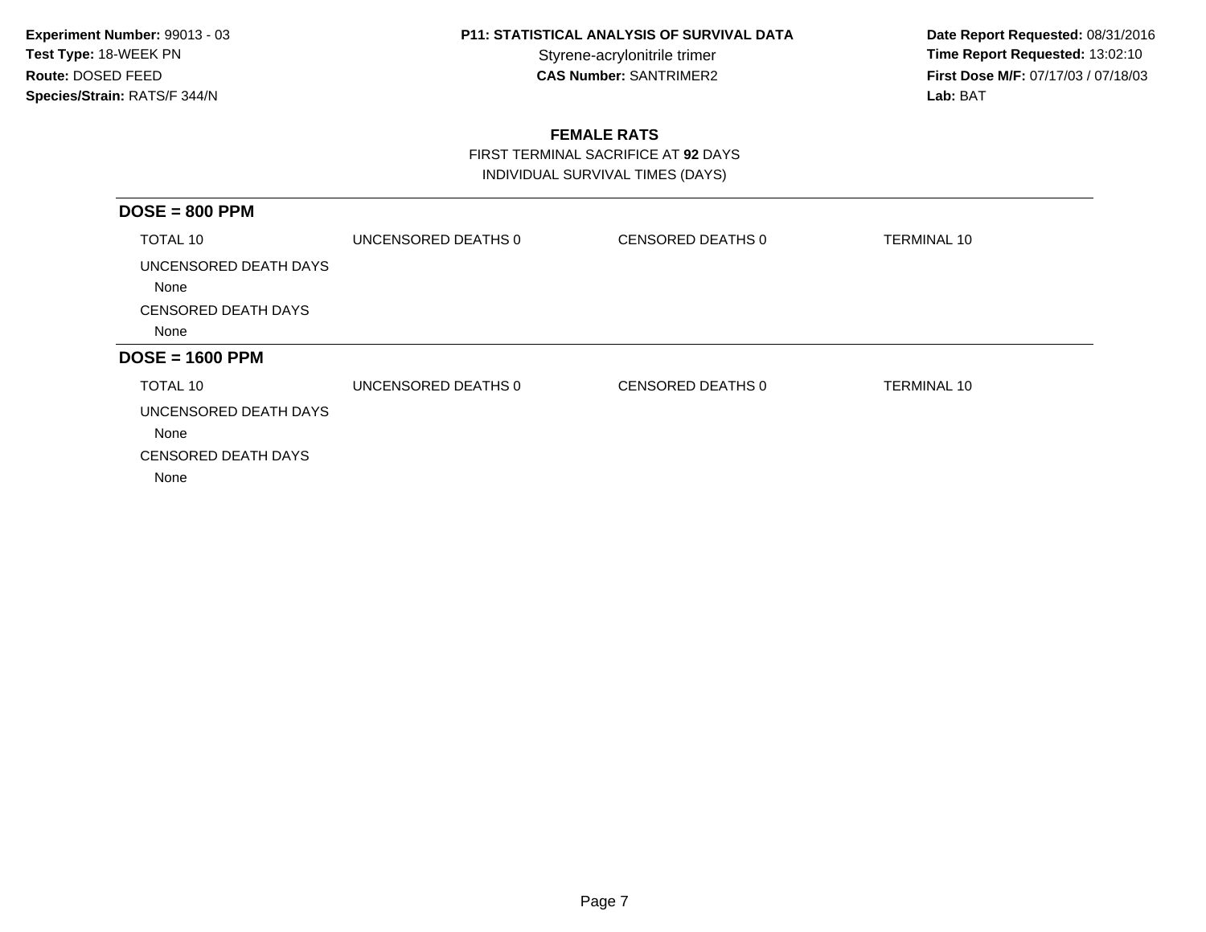**Experiment Number:** 99013 - 03
**Test Type:** 18-WEEK PN
**Route:** DOSED FEED
**Species/Strain:** RATS/F 344/N

**P11: STATISTICAL ANALYSIS OF SURVIVAL DATA**
Styrene-acrylonitrile trimer
**CAS Number:** SANTRIMER2

**Date Report Requested:** 08/31/2016
**Time Report Requested:** 13:02:10
**First Dose M/F:** 07/17/03 / 07/18/03
**Lab:** BAT

## FEMALE RATS

FIRST TERMINAL SACRIFICE AT **92** DAYS
INDIVIDUAL SURVIVAL TIMES (DAYS)

### DOSE = 800 PPM

| TOTAL 10 | UNCENSORED DEATHS 0 | CENSORED DEATHS 0 | TERMINAL 10 |
|---|---|---|---|

UNCENSORED DEATH DAYS
None

CENSORED DEATH DAYS
None

### DOSE = 1600 PPM

| TOTAL 10 | UNCENSORED DEATHS 0 | CENSORED DEATHS 0 | TERMINAL 10 |
|---|---|---|---|

UNCENSORED DEATH DAYS
None

CENSORED DEATH DAYS
None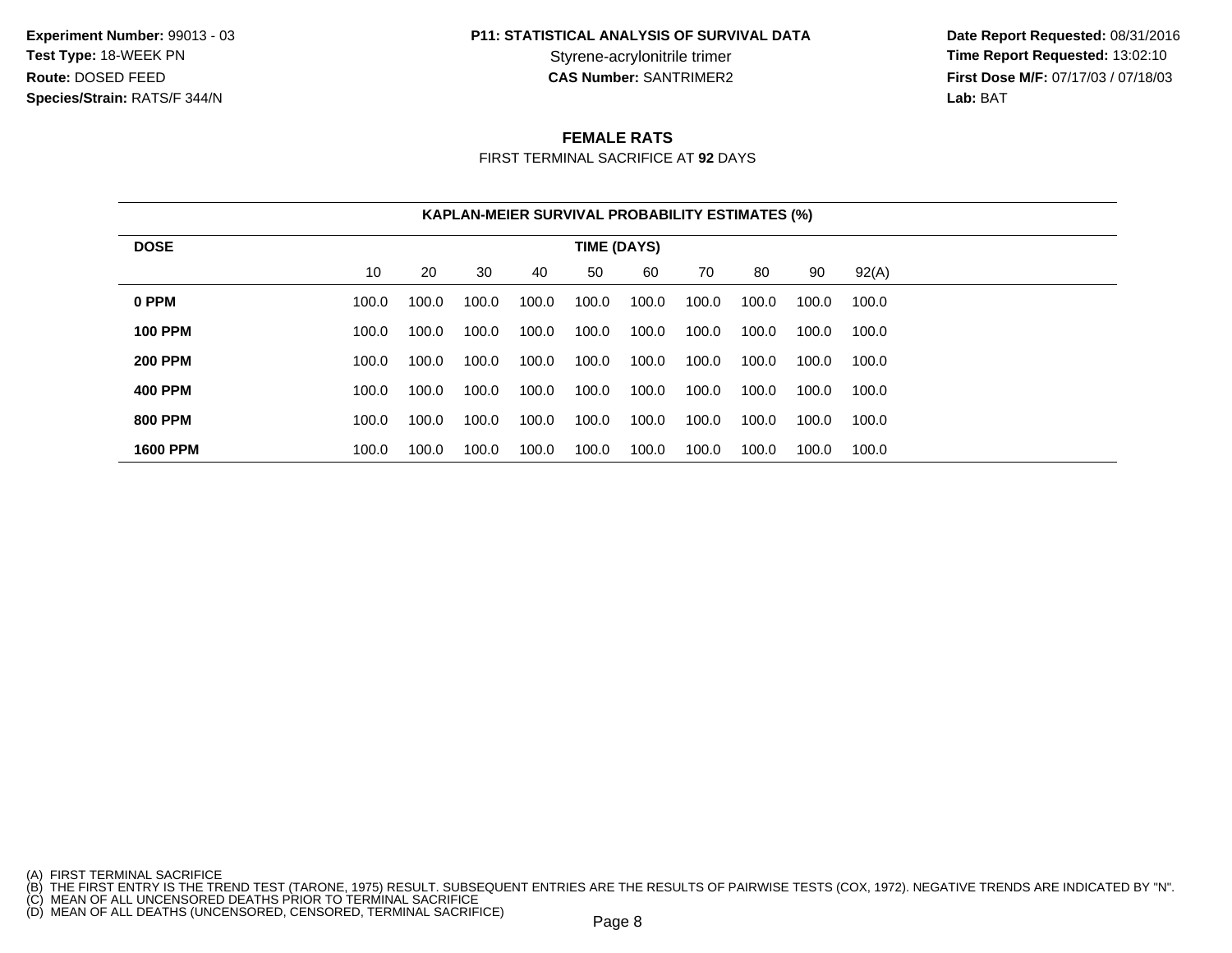**Experiment Number:** 99013 - 03
**Test Type:** 18-WEEK PN
**Route:** DOSED FEED
**Species/Strain:** RATS/F 344/N

**P11: STATISTICAL ANALYSIS OF SURVIVAL DATA**
Styrene-acrylonitrile trimer
**CAS Number:** SANTRIMER2

**Date Report Requested:** 08/31/2016
**Time Report Requested:** 13:02:10
**First Dose M/F:** 07/17/03 / 07/18/03
**Lab:** BAT

## FEMALE RATS

FIRST TERMINAL SACRIFICE AT **92** DAYS

**KAPLAN-MEIER SURVIVAL PROBABILITY ESTIMATES (%)**

| DOSE | TIME (DAYS) | | | | | | | | | |
|---|---|---|---|---|---|---|---|---|---|---|
| | 10 | 20 | 30 | 40 | 50 | 60 | 70 | 80 | 90 | 92(A) |
| **0 PPM** | 100.0 | 100.0 | 100.0 | 100.0 | 100.0 | 100.0 | 100.0 | 100.0 | 100.0 | 100.0 |
| **100 PPM** | 100.0 | 100.0 | 100.0 | 100.0 | 100.0 | 100.0 | 100.0 | 100.0 | 100.0 | 100.0 |
| **200 PPM** | 100.0 | 100.0 | 100.0 | 100.0 | 100.0 | 100.0 | 100.0 | 100.0 | 100.0 | 100.0 |
| **400 PPM** | 100.0 | 100.0 | 100.0 | 100.0 | 100.0 | 100.0 | 100.0 | 100.0 | 100.0 | 100.0 |
| **800 PPM** | 100.0 | 100.0 | 100.0 | 100.0 | 100.0 | 100.0 | 100.0 | 100.0 | 100.0 | 100.0 |
| **1600 PPM** | 100.0 | 100.0 | 100.0 | 100.0 | 100.0 | 100.0 | 100.0 | 100.0 | 100.0 | 100.0 |

(A) FIRST TERMINAL SACRIFICE
(B) THE FIRST ENTRY IS THE TREND TEST (TARONE, 1975) RESULT. SUBSEQUENT ENTRIES ARE THE RESULTS OF PAIRWISE TESTS (COX, 1972). NEGATIVE TRENDS ARE INDICATED BY "N".
(C) MEAN OF ALL UNCENSORED DEATHS PRIOR TO TERMINAL SACRIFICE
(D) MEAN OF ALL DEATHS (UNCENSORED, CENSORED, TERMINAL SACRIFICE)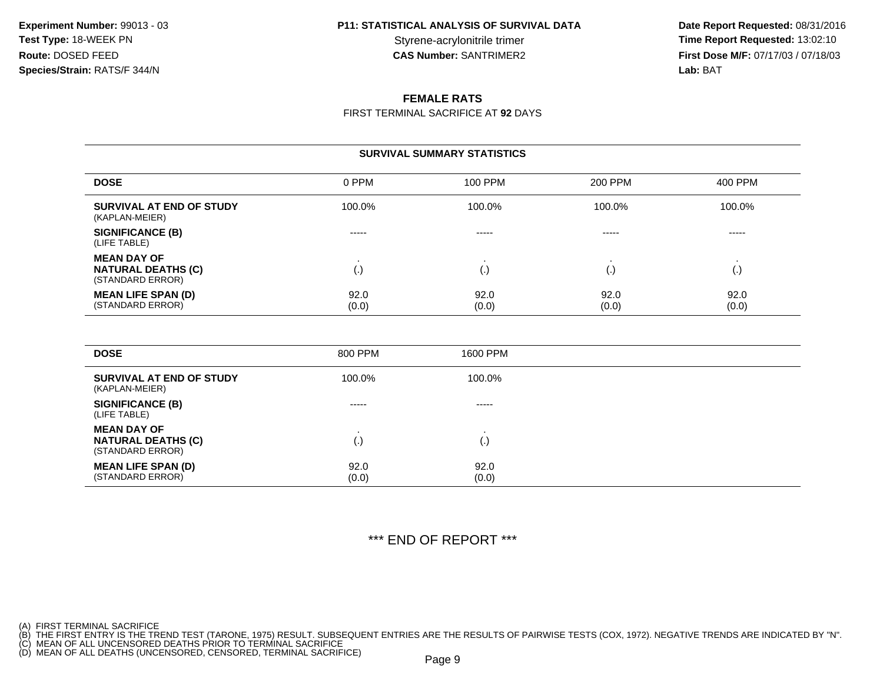**Experiment Number:** 99013 - 03
**Test Type:** 18-WEEK PN
**Route:** DOSED FEED
**Species/Strain:** RATS/F 344/N

**P11: STATISTICAL ANALYSIS OF SURVIVAL DATA**
Styrene-acrylonitrile trimer
**CAS Number:** SANTRIMER2

**Date Report Requested:** 08/31/2016
**Time Report Requested:** 13:02:10
**First Dose M/F:** 07/17/03 / 07/18/03
**Lab:** BAT

## FEMALE RATS

FIRST TERMINAL SACRIFICE AT **92** DAYS

### SURVIVAL SUMMARY STATISTICS

| **DOSE** | 0 PPM | 100 PPM | 200 PPM | 400 PPM |
|---|---|---|---|---|
| **SURVIVAL AT END OF STUDY** (KAPLAN-MEIER) | 100.0% | 100.0% | 100.0% | 100.0% |
| **SIGNIFICANCE (B)** (LIFE TABLE) | ----- | ----- | ----- | ----- |
| **MEAN DAY OF NATURAL DEATHS (C)** (STANDARD ERROR) | . (.) | . (.) | . (.) | . (.) |
| **MEAN LIFE SPAN (D)** (STANDARD ERROR) | 92.0 (0.0) | 92.0 (0.0) | 92.0 (0.0) | 92.0 (0.0) |

| **DOSE** | 800 PPM | 1600 PPM |
|---|---|---|
| **SURVIVAL AT END OF STUDY** (KAPLAN-MEIER) | 100.0% | 100.0% |
| **SIGNIFICANCE (B)** (LIFE TABLE) | ----- | ----- |
| **MEAN DAY OF NATURAL DEATHS (C)** (STANDARD ERROR) | . (.) | . (.) |
| **MEAN LIFE SPAN (D)** (STANDARD ERROR) | 92.0 (0.0) | 92.0 (0.0) |

\*\*\* END OF REPORT \*\*\*

(A) FIRST TERMINAL SACRIFICE
(B) THE FIRST ENTRY IS THE TREND TEST (TARONE, 1975) RESULT. SUBSEQUENT ENTRIES ARE THE RESULTS OF PAIRWISE TESTS (COX, 1972). NEGATIVE TRENDS ARE INDICATED BY "N".
(C) MEAN OF ALL UNCENSORED DEATHS PRIOR TO TERMINAL SACRIFICE
(D) MEAN OF ALL DEATHS (UNCENSORED, CENSORED, TERMINAL SACRIFICE)